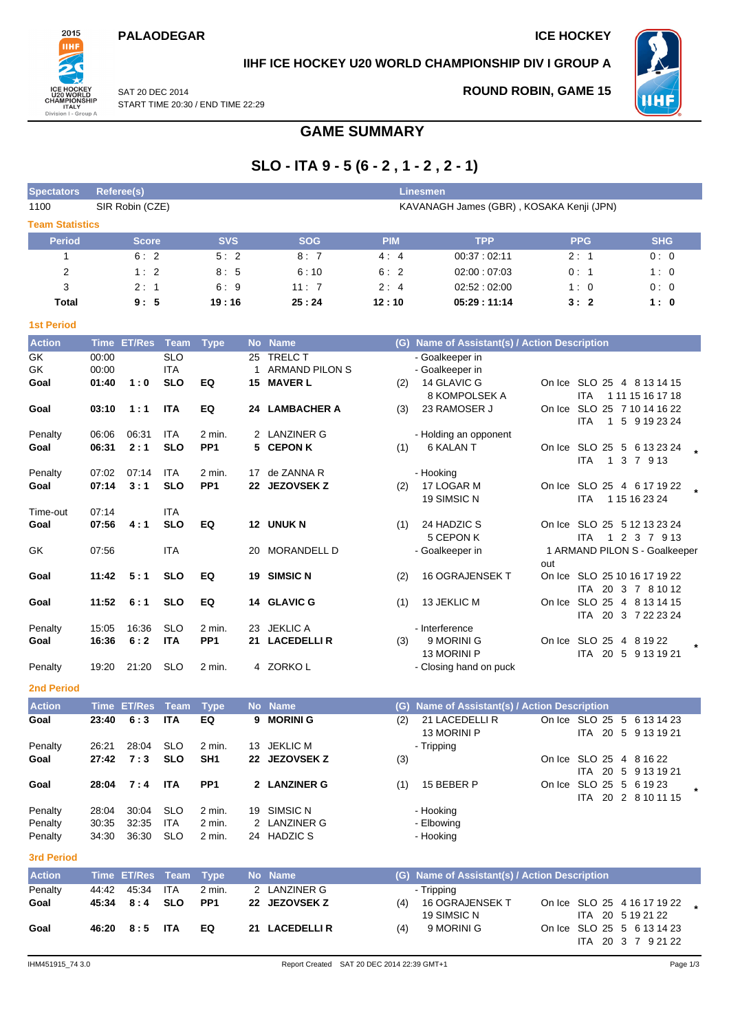PALAODEGAR

ICE HOCKEY

## IIHF ICE HOCKEY U20 WORLD CHAMPIONSHIP DIV I GROUP A

SAT 20 DEC 2014
START TIME 20:30 / END TIME 22:29

ROUND ROBIN, GAME 15

# GAME SUMMARY

## SLO - ITA 9 - 5 (6 - 2 , 1 - 2 , 2 - 1)

| Spectators | Referee(s) | Linesmen |
|---|---|---|
| 1100 | SIR Robin (CZE) | KAVANAGH James (GBR) , KOSAKA Kenji (JPN) |

### Team Statistics

| Period | Score | SVS | SOG | PIM | TPP | PPG | SHG |
|---|---|---|---|---|---|---|---|
| 1 | 6 : 2 | 5 : 2 | 8 : 7 | 4 : 4 | 00:37 : 02:11 | 2 : 1 | 0 : 0 |
| 2 | 1 : 2 | 8 : 5 | 6 : 10 | 6 : 2 | 02:00 : 07:03 | 0 : 1 | 1 : 0 |
| 3 | 2 : 1 | 6 : 9 | 11 : 7 | 2 : 4 | 02:52 : 02:00 | 1 : 0 | 0 : 0 |
| **Total** | **9 : 5** | **19 : 16** | **25 : 24** | **12 : 10** | **05:29 : 11:14** | **3 : 2** | **1 : 0** |

### 1st Period

| Action | Time | ET/Res | Team | Type | No | Name | (G) | Name of Assistant(s) / Action Description | |
|---|---|---|---|---|---|---|---|---|---|
| GK | 00:00 | | SLO | | 25 | TRELC T | | - Goalkeeper in | |
| GK | 00:00 | | ITA | | 1 | ARMAND PILON S | | - Goalkeeper in | |
| **Goal** | **01:40** | **1 : 0** | **SLO** | **EQ** | **15** | **MAVER L** | (2) | 14 GLAVIC G<br>8 KOMPOLSEK A | On Ice SLO 25 4 8 13 14 15<br>ITA 1 11 15 16 17 18 |
| **Goal** | **03:10** | **1 : 1** | **ITA** | **EQ** | **24** | **LAMBACHER A** | (3) | 23 RAMOSER J | On Ice SLO 25 7 10 14 16 22<br>ITA 1 5 9 19 23 24 |
| Penalty | 06:06 | 06:31 | ITA | 2 min. | 2 | LANZINER G | | - Holding an opponent | |
| **Goal** | **06:31** | **2 : 1** | **SLO** | **PP1** | **5** | **CEPON K** | (1) | 6 KALAN T | On Ice SLO 25 5 6 13 23 24<br>ITA 1 3 7 9 13 * |
| Penalty | 07:02 | 07:14 | ITA | 2 min. | 17 | de ZANNA R | | - Hooking | |
| **Goal** | **07:14** | **3 : 1** | **SLO** | **PP1** | **22** | **JEZOVSEK Z** | (2) | 17 LOGAR M<br>19 SIMSIC N | On Ice SLO 25 4 6 17 19 22<br>ITA 1 15 16 23 24 * |
| Time-out | 07:14 | | ITA | | | | | | |
| **Goal** | **07:56** | **4 : 1** | **SLO** | **EQ** | **12** | **UNUK N** | (1) | 24 HADZIC S<br>5 CEPON K | On Ice SLO 25 5 12 13 23 24<br>ITA 1 2 3 7 9 13 |
| GK | 07:56 | | ITA | | 20 | MORANDELL D | | - Goalkeeper in | 1 ARMAND PILON S - Goalkeeper out |
| **Goal** | **11:42** | **5 : 1** | **SLO** | **EQ** | **19** | **SIMSIC N** | (2) | 16 OGRAJENSEK T | On Ice SLO 25 10 16 17 19 22<br>ITA 20 3 7 8 10 12 |
| **Goal** | **11:52** | **6 : 1** | **SLO** | **EQ** | **14** | **GLAVIC G** | (1) | 13 JEKLIC M | On Ice SLO 25 4 8 13 14 15<br>ITA 20 3 7 22 23 24 |
| Penalty | 15:05 | 16:36 | SLO | 2 min. | 23 | JEKLIC A | | - Interference | |
| **Goal** | **16:36** | **6 : 2** | **ITA** | **PP1** | **21** | **LACEDELLI R** | (3) | 9 MORINI G<br>13 MORINI P | On Ice SLO 25 4 8 19 22<br>ITA 20 5 9 13 19 21 * |
| Penalty | 19:20 | 21:20 | SLO | 2 min. | 4 | ZORKO L | | - Closing hand on puck | |

### 2nd Period

| Action | Time | ET/Res | Team | Type | No | Name | (G) | Name of Assistant(s) / Action Description | |
|---|---|---|---|---|---|---|---|---|---|
| **Goal** | **23:40** | **6 : 3** | **ITA** | **EQ** | **9** | **MORINI G** | (2) | 21 LACEDELLI R<br>13 MORINI P | On Ice SLO 25 5 6 13 14 23<br>ITA 20 5 9 13 19 21 |
| Penalty | 26:21 | 28:04 | SLO | 2 min. | 13 | JEKLIC M | | - Tripping | |
| **Goal** | **27:42** | **7 : 3** | **SLO** | **SH1** | **22** | **JEZOVSEK Z** | (3) | | On Ice SLO 25 4 8 16 22<br>ITA 20 5 9 13 19 21 |
| **Goal** | **28:04** | **7 : 4** | **ITA** | **PP1** | **2** | **LANZINER G** | (1) | 15 BEBER P | On Ice SLO 25 5 6 19 23<br>ITA 20 2 8 10 11 15 * |
| Penalty | 28:04 | 30:04 | SLO | 2 min. | 19 | SIMSIC N | | - Hooking | |
| Penalty | 30:35 | 32:35 | ITA | 2 min. | 2 | LANZINER G | | - Elbowing | |
| Penalty | 34:30 | 36:30 | SLO | 2 min. | 24 | HADZIC S | | - Hooking | |

### 3rd Period

| Action | Time | ET/Res | Team | Type | No | Name | (G) | Name of Assistant(s) / Action Description | |
|---|---|---|---|---|---|---|---|---|---|
| Penalty | 44:42 | 45:34 | ITA | 2 min. | 2 | LANZINER G | | - Tripping | |
| **Goal** | **45:34** | **8 : 4** | **SLO** | **PP1** | **22** | **JEZOVSEK Z** | (4) | 16 OGRAJENSEK T<br>19 SIMSIC N | On Ice SLO 25 4 16 17 19 22<br>ITA 20 5 19 21 22 * |
| **Goal** | **46:20** | **8 : 5** | **ITA** | **EQ** | **21** | **LACEDELLI R** | (4) | 9 MORINI G | On Ice SLO 25 5 6 13 14 23<br>ITA 20 3 7 9 21 22 |

IHM451915_74 3.0 Report Created SAT 20 DEC 2014 22:39 GMT+1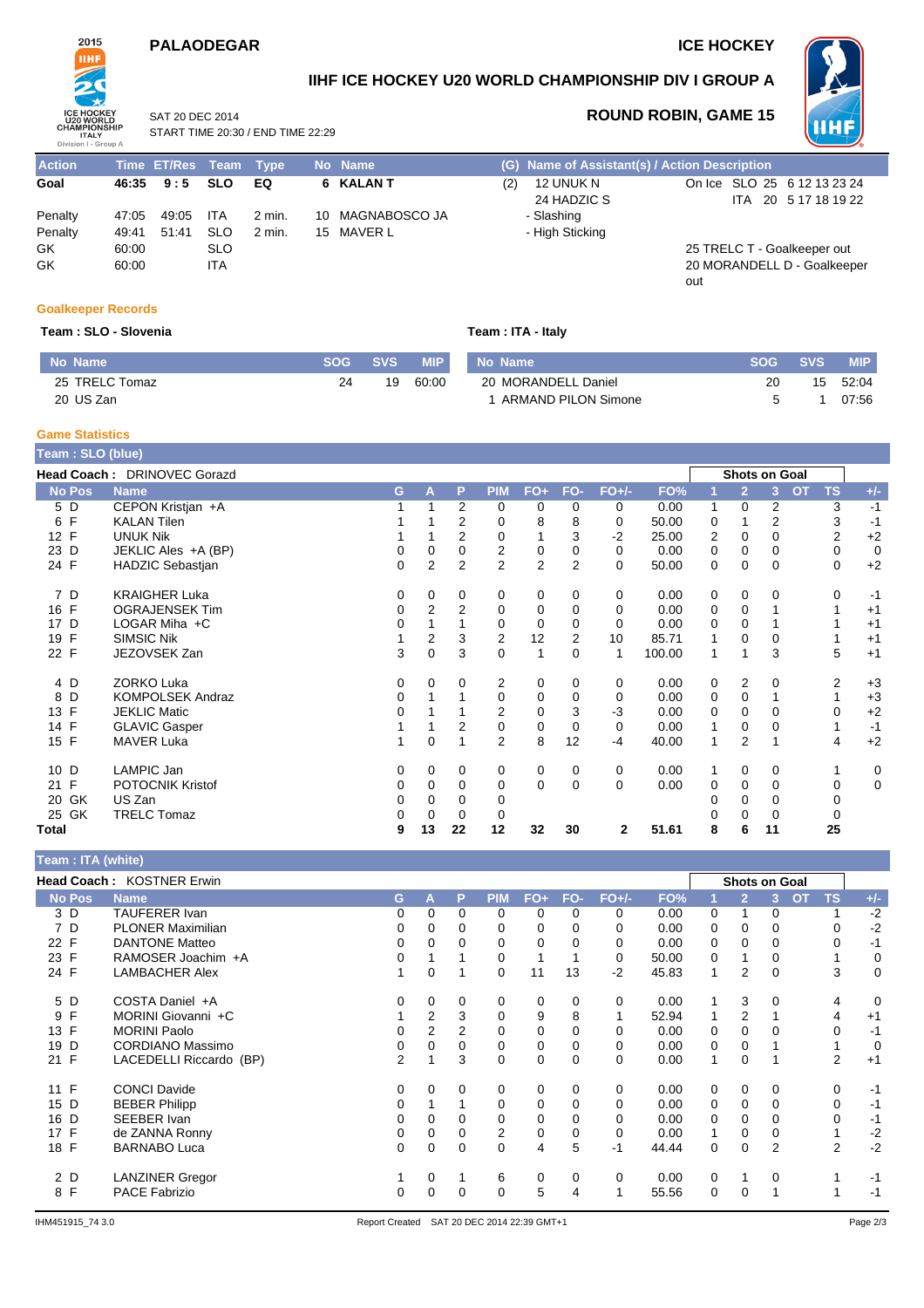# PALAODEGAR

ICE HOCKEY

## IIHF ICE HOCKEY U20 WORLD CHAMPIONSHIP DIV I GROUP A

SAT 20 DEC 2014
START TIME 20:30 / END TIME 22:29

### ROUND ROBIN, GAME 15

| Action | Time | ET/Res | Team | Type | No | Name | (G) | Name of Assistant(s) / Action Description | |
|---|---|---|---|---|---|---|---|---|---|
| Goal | 46:35 | 9 : 5 | SLO | EQ | 6 | KALAN T | (2) | 12 UNUK N<br>24 HADZIC S | On Ice SLO 25 6 12 13 23 24<br>ITA 20 5 17 18 19 22 |
| Penalty | 47:05 | 49:05 | ITA | 2 min. | 10 | MAGNABOSCO JA | | - Slashing | |
| Penalty | 49:41 | 51:41 | SLO | 2 min. | 15 | MAVER L | | - High Sticking | |
| GK | 60:00 | | SLO | | | | | | 25 TRELC T - Goalkeeper out |
| GK | 60:00 | | ITA | | | | | | 20 MORANDELL D - Goalkeeper out |

### Goalkeeper Records

**Team : SLO - Slovenia**

| No Name | SOG | SVS | MIP |
|---|---|---|---|
| 25 TRELC Tomaz | 24 | 19 | 60:00 |
| 20 US Zan | | | |

**Team : ITA - Italy**

| No Name | SOG | SVS | MIP |
|---|---|---|---|
| 20 MORANDELL Daniel | 20 | 15 | 52:04 |
| 1 ARMAND PILON Simone | 5 | 1 | 07:56 |

### Game Statistics

**Team : SLO (blue)**

**Head Coach :** DRINOVEC Gorazd

| No | Pos | Name | G | A | P | PIM | FO+ | FO- | FO+/- | FO% | 1 | 2 | 3 | OT | TS | +/- |
|---|---|---|---|---|---|---|---|---|---|---|---|---|---|---|---|---|
| 5 | D | CEPON Kristjan +A | 1 | 1 | 2 | 0 | 0 | 0 | 0 | 0.00 | 1 | 0 | 2 | | 3 | -1 |
| 6 | F | KALAN Tilen | 1 | 1 | 2 | 0 | 8 | 8 | 0 | 50.00 | 0 | 1 | 2 | | 3 | -1 |
| 12 | F | UNUK Nik | 1 | 1 | 2 | 0 | 1 | 3 | -2 | 25.00 | 2 | 0 | 0 | | 2 | +2 |
| 23 | D | JEKLIC Ales +A (BP) | 0 | 0 | 0 | 2 | 0 | 0 | 0 | 0.00 | 0 | 0 | 0 | | 0 | 0 |
| 24 | F | HADZIC Sebastjan | 0 | 2 | 2 | 2 | 2 | 2 | 0 | 50.00 | 0 | 0 | 0 | | 0 | +2 |
| 7 | D | KRAIGHER Luka | 0 | 0 | 0 | 0 | 0 | 0 | 0 | 0.00 | 0 | 0 | 0 | | 0 | -1 |
| 16 | F | OGRAJENSEK Tim | 0 | 2 | 2 | 0 | 0 | 0 | 0 | 0.00 | 0 | 0 | 1 | | 1 | +1 |
| 17 | D | LOGAR Miha +C | 0 | 1 | 1 | 0 | 0 | 0 | 0 | 0.00 | 0 | 0 | 1 | | 1 | +1 |
| 19 | F | SIMSIC Nik | 1 | 2 | 3 | 2 | 12 | 2 | 10 | 85.71 | 1 | 0 | 0 | | 1 | +1 |
| 22 | F | JEZOVSEK Zan | 3 | 0 | 3 | 0 | 1 | 0 | 1 | 100.00 | 1 | 1 | 3 | | 5 | +1 |
| 4 | D | ZORKO Luka | 0 | 0 | 0 | 2 | 0 | 0 | 0 | 0.00 | 0 | 2 | 0 | | 2 | +3 |
| 8 | D | KOMPOLSEK Andraz | 0 | 1 | 1 | 0 | 0 | 0 | 0 | 0.00 | 0 | 0 | 1 | | 1 | +3 |
| 13 | F | JEKLIC Matic | 0 | 1 | 1 | 2 | 0 | 3 | -3 | 0.00 | 0 | 0 | 0 | | 0 | +2 |
| 14 | F | GLAVIC Gasper | 1 | 1 | 2 | 0 | 0 | 0 | 0 | 0.00 | 1 | 0 | 0 | | 1 | -1 |
| 15 | F | MAVER Luka | 1 | 0 | 1 | 2 | 8 | 12 | -4 | 40.00 | 1 | 2 | 1 | | 4 | +2 |
| 10 | D | LAMPIC Jan | 0 | 0 | 0 | 0 | 0 | 0 | 0 | 0.00 | 1 | 0 | 0 | | 1 | 0 |
| 21 | F | POTOCNIK Kristof | 0 | 0 | 0 | 0 | 0 | 0 | 0 | 0.00 | 0 | 0 | 0 | | 0 | 0 |
| 20 | GK | US Zan | 0 | 0 | 0 | 0 | | | | | 0 | 0 | 0 | | 0 | |
| 25 | GK | TRELC Tomaz | 0 | 0 | 0 | 0 | | | | | 0 | 0 | 0 | | 0 | |
| **Total** | | | **9** | **13** | **22** | **12** | **32** | **30** | **2** | **51.61** | **8** | **6** | **11** | | **25** | |

**Team : ITA (white)**

**Head Coach :** KOSTNER Erwin

| No | Pos | Name | G | A | P | PIM | FO+ | FO- | FO+/- | FO% | 1 | 2 | 3 | OT | TS | +/- |
|---|---|---|---|---|---|---|---|---|---|---|---|---|---|---|---|---|
| 3 | D | TAUFERER Ivan | 0 | 0 | 0 | 0 | 0 | 0 | 0 | 0.00 | 0 | 1 | 0 | | 1 | -2 |
| 7 | D | PLONER Maximilian | 0 | 0 | 0 | 0 | 0 | 0 | 0 | 0.00 | 0 | 0 | 0 | | 0 | -2 |
| 22 | F | DANTONE Matteo | 0 | 0 | 0 | 0 | 0 | 0 | 0 | 0.00 | 0 | 0 | 0 | | 0 | -1 |
| 23 | F | RAMOSER Joachim +A | 0 | 1 | 1 | 0 | 1 | 1 | 0 | 50.00 | 0 | 1 | 0 | | 1 | 0 |
| 24 | F | LAMBACHER Alex | 1 | 0 | 1 | 0 | 11 | 13 | -2 | 45.83 | 1 | 2 | 0 | | 3 | 0 |
| 5 | D | COSTA Daniel +A | 0 | 0 | 0 | 0 | 0 | 0 | 0 | 0.00 | 1 | 3 | 0 | | 4 | 0 |
| 9 | F | MORINI Giovanni +C | 1 | 2 | 3 | 0 | 9 | 8 | 1 | 52.94 | 1 | 2 | 1 | | 4 | +1 |
| 13 | F | MORINI Paolo | 0 | 2 | 2 | 0 | 0 | 0 | 0 | 0.00 | 0 | 0 | 0 | | 0 | -1 |
| 19 | D | CORDIANO Massimo | 0 | 0 | 0 | 0 | 0 | 0 | 0 | 0.00 | 0 | 0 | 1 | | 1 | 0 |
| 21 | F | LACEDELLI Riccardo (BP) | 2 | 1 | 3 | 0 | 0 | 0 | 0 | 0.00 | 1 | 0 | 1 | | 2 | +1 |
| 11 | F | CONCI Davide | 0 | 0 | 0 | 0 | 0 | 0 | 0 | 0.00 | 0 | 0 | 0 | | 0 | -1 |
| 15 | D | BEBER Philipp | 0 | 1 | 1 | 0 | 0 | 0 | 0 | 0.00 | 0 | 0 | 0 | | 0 | -1 |
| 16 | D | SEEBER Ivan | 0 | 0 | 0 | 0 | 0 | 0 | 0 | 0.00 | 0 | 0 | 0 | | 0 | -1 |
| 17 | F | de ZANNA Ronny | 0 | 0 | 0 | 2 | 0 | 0 | 0 | 0.00 | 1 | 0 | 0 | | 1 | -2 |
| 18 | F | BARNABO Luca | 0 | 0 | 0 | 0 | 4 | 5 | -1 | 44.44 | 0 | 0 | 2 | | 2 | -2 |
| 2 | D | LANZINER Gregor | 1 | 0 | 1 | 6 | 0 | 0 | 0 | 0.00 | 0 | 1 | 0 | | 1 | -1 |
| 8 | F | PACE Fabrizio | 0 | 0 | 0 | 0 | 5 | 4 | 1 | 55.56 | 0 | 0 | 1 | | 1 | -1 |

IHM451915_74 3.0 Report Created SAT 20 DEC 2014 22:39 GMT+1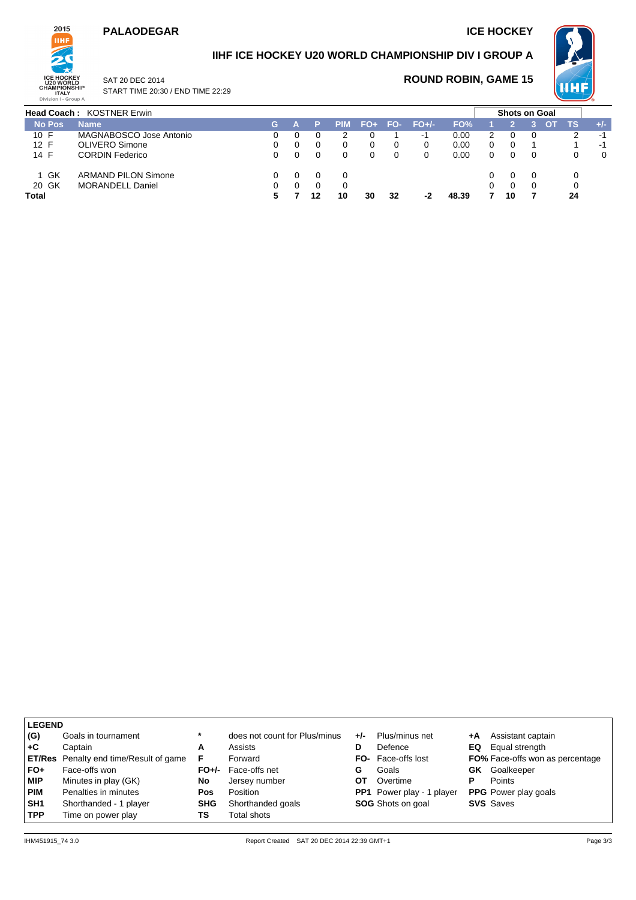**PALAODEGAR** **ICE HOCKEY**

## IIHF ICE HOCKEY U20 WORLD CHAMPIONSHIP DIV I GROUP A

SAT 20 DEC 2014
START TIME 20:30 / END TIME 22:29

### ROUND ROBIN, GAME 15

**Head Coach :** KOSTNER Erwin

| No | Pos | Name | G | A | P | PIM | FO+ | FO- | FO+/- | FO% | Shots on Goal 1 | 2 | 3 | OT | TS | +/- |
|---|---|---|---|---|---|---|---|---|---|---|---|---|---|---|---|---|
| 10 | F | MAGNABOSCO Jose Antonio | 0 | 0 | 0 | 2 | 0 | 1 | -1 | 0.00 | 2 | 0 | 0 | | 2 | -1 |
| 12 | F | OLIVERO Simone | 0 | 0 | 0 | 0 | 0 | 0 | 0 | 0.00 | 0 | 0 | 1 | | 1 | -1 |
| 14 | F | CORDIN Federico | 0 | 0 | 0 | 0 | 0 | 0 | 0 | 0.00 | 0 | 0 | 0 | | 0 | 0 |
| 1 | GK | ARMAND PILON Simone | 0 | 0 | 0 | 0 | | | | | 0 | 0 | 0 | | 0 | |
| 20 | GK | MORANDELL Daniel | 0 | 0 | 0 | 0 | | | | | 0 | 0 | 0 | | 0 | |
| **Total** | | | **5** | **7** | **12** | **10** | **30** | **32** | **-2** | **48.39** | **7** | **10** | **7** | | **24** | |

**LEGEND**

| | | | | | | | |
|---|---|---|---|---|---|---|---|
| (G) | Goals in tournament | * | does not count for Plus/minus | +/- | Plus/minus net | +A | Assistant captain |
| +C | Captain | A | Assists | D | Defence | EQ | Equal strength |
| ET/Res | Penalty end time/Result of game | F | Forward | FO- | Face-offs lost | FO% | Face-offs won as percentage |
| FO+ | Face-offs won | FO+/- | Face-offs net | G | Goals | GK | Goalkeeper |
| MIP | Minutes in play (GK) | No | Jersey number | OT | Overtime | P | Points |
| PIM | Penalties in minutes | Pos | Position | PP1 | Power play - 1 player | PPG | Power play goals |
| SH1 | Shorthanded - 1 player | SHG | Shorthanded goals | SOG | Shots on goal | SVS | Saves |
| TPP | Time on power play | TS | Total shots | | | | |

IHM451915_74 3.0 Report Created SAT 20 DEC 2014 22:39 GMT+1